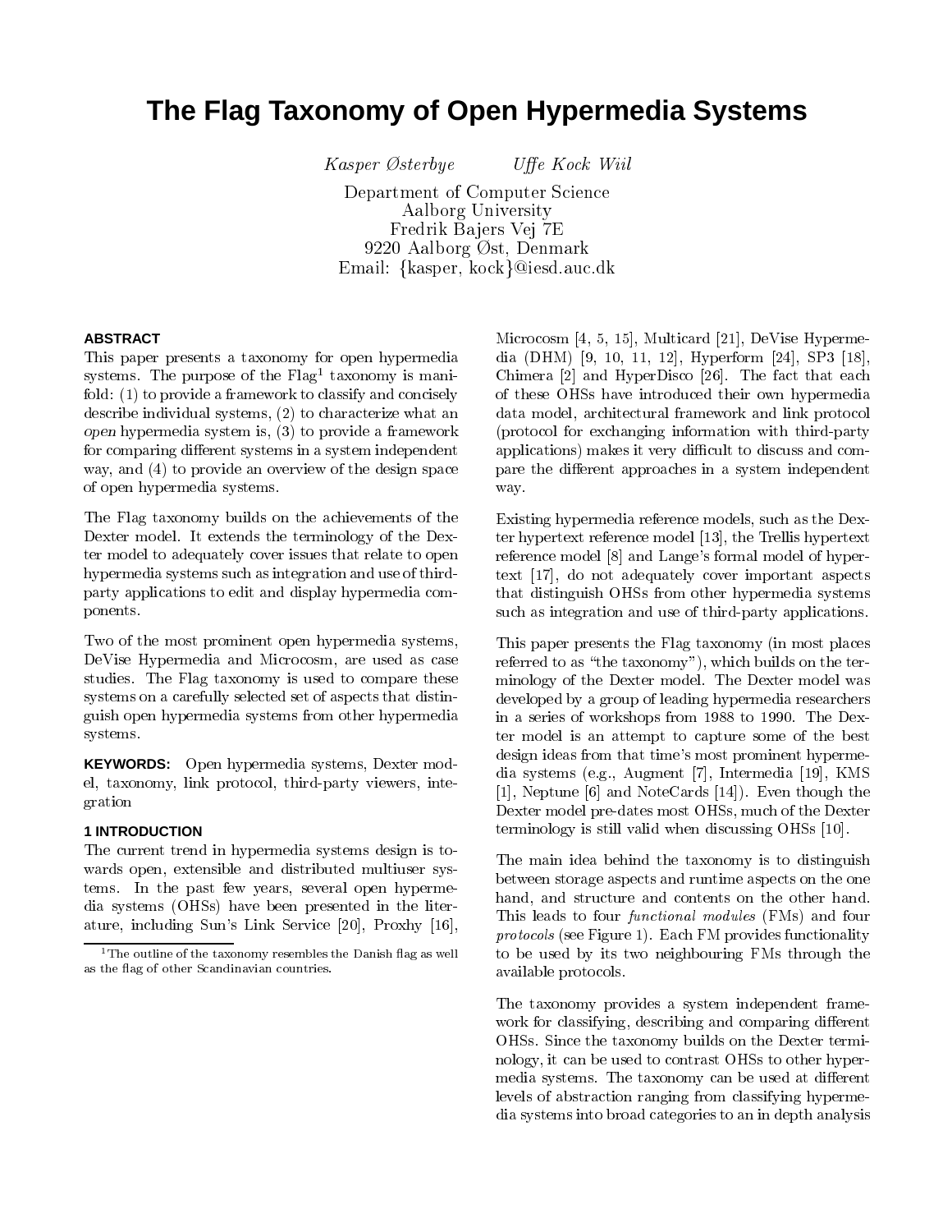# The Flag Taxonomy of Open Hypermedia Systems

*Kasper Østerbye* *Uffe Kock Wiil*

Department of Computer Science
Aalborg University
Fredrik Bajers Vej 7E
9220 Aalborg Øst, Denmark
Email: {kasper, kock}@iesd.auc.dk

### ABSTRACT

This paper presents a taxonomy for open hypermedia systems. The purpose of the Flag[1] taxonomy is manifold: (1) to provide a framework to classify and concisely describe individual systems, (2) to characterize what an *open* hypermedia system is, (3) to provide a framework for comparing different systems in a system independent way, and (4) to provide an overview of the design space of open hypermedia systems.

The Flag taxonomy builds on the achievements of the Dexter model. It extends the terminology of the Dexter model to adequately cover issues that relate to open hypermedia systems such as integration and use of third-party applications to edit and display hypermedia components.

Two of the most prominent open hypermedia systems, DeVise Hypermedia and Microcosm, are used as case studies. The Flag taxonomy is used to compare these systems on a carefully selected set of aspects that distinguish open hypermedia systems from other hypermedia systems.

**KEYWORDS:** Open hypermedia systems, Dexter model, taxonomy, link protocol, third-party viewers, integration

### 1 INTRODUCTION

The current trend in hypermedia systems design is towards open, extensible and distributed multiuser systems. In the past few years, several open hypermedia systems (OHSs) have been presented in the literature, including Sun's Link Service [20], Proxhy [16], Microcosm [4, 5, 15], Multicard [21], DeVise Hypermedia (DHM) [9, 10, 11, 12], Hyperform [24], SP3 [18], Chimera [2] and HyperDisco [26]. The fact that each of these OHSs have introduced their own hypermedia data model, architectural framework and link protocol (protocol for exchanging information with third-party applications) makes it very difficult to discuss and compare the different approaches in a system independent way.

Existing hypermedia reference models, such as the Dexter hypertext reference model [13], the Trellis hypertext reference model [8] and Lange's formal model of hypertext [17], do not adequately cover important aspects that distinguish OHSs from other hypermedia systems such as integration and use of third-party applications.

This paper presents the Flag taxonomy (in most places referred to as "the taxonomy"), which builds on the terminology of the Dexter model. The Dexter model was developed by a group of leading hypermedia researchers in a series of workshops from 1988 to 1990. The Dexter model is an attempt to capture some of the best design ideas from that time's most prominent hypermedia systems (e.g., Augment [7], Intermedia [19], KMS [1], Neptune [6] and NoteCards [14]). Even though the Dexter model pre-dates most OHSs, much of the Dexter terminology is still valid when discussing OHSs [10].

The main idea behind the taxonomy is to distinguish between storage aspects and runtime aspects on the one hand, and structure and contents on the other hand. This leads to four *functional modules* (FMs) and four *protocols* (see Figure 1). Each FM provides functionality to be used by its two neighbouring FMs through the available protocols.

The taxonomy provides a system independent framework for classifying, describing and comparing different OHSs. Since the taxonomy builds on the Dexter terminology, it can be used to contrast OHSs to other hypermedia systems. The taxonomy can be used at different levels of abstraction ranging from classifying hypermedia systems into broad categories to an in depth analysis

[1] The outline of the taxonomy resembles the Danish flag as well as the flag of other Scandinavian countries.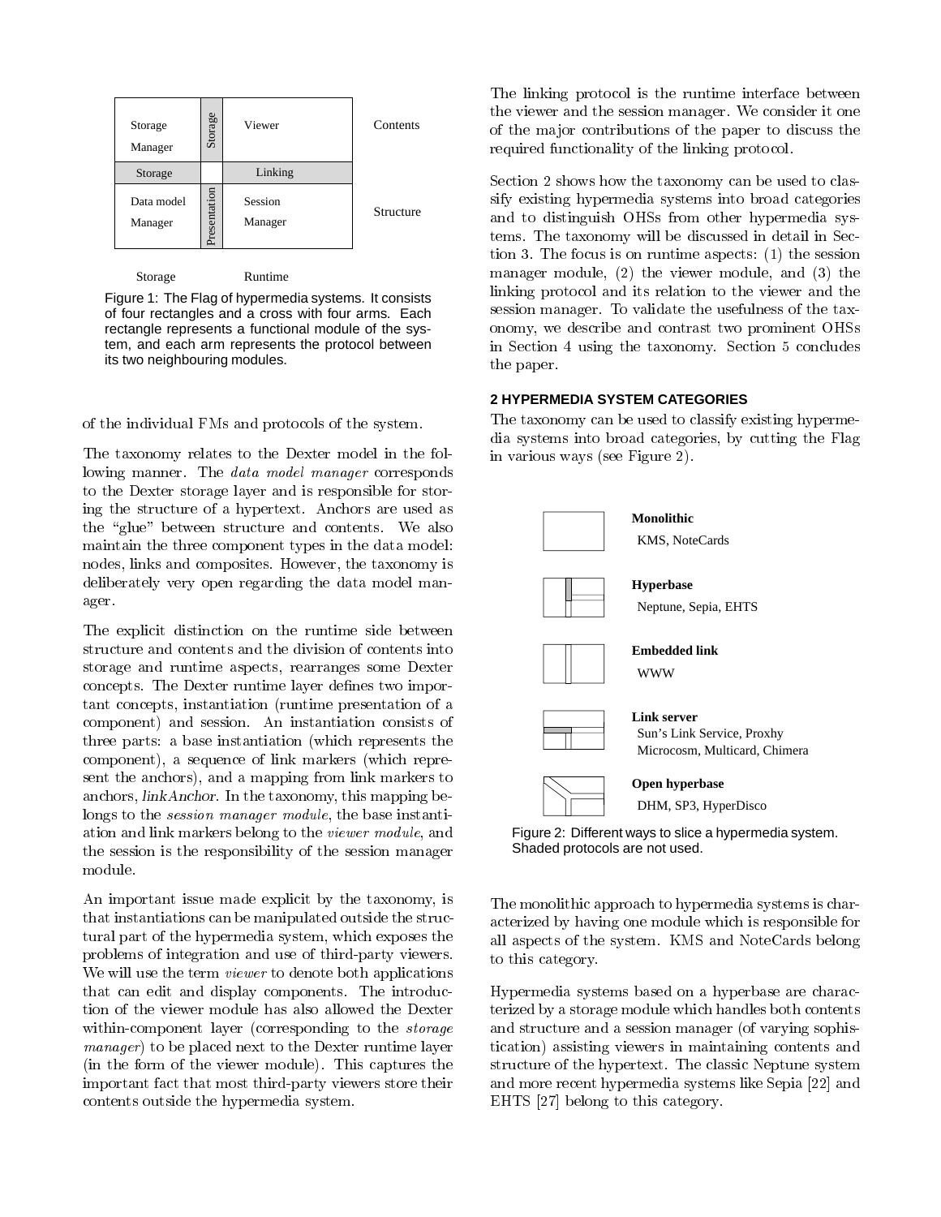| Storage Manager | Storage | Viewer | Contents |
|---|---|---|---|
| Storage | | Linking | |
| Data model Manager | Presentation | Session Manager | Structure |
| Storage | | Runtime | |

Figure 1: The Flag of hypermedia systems. It consists of four rectangles and a cross with four arms. Each rectangle represents a functional module of the system, and each arm represents the protocol between its two neighbouring modules.

of the individual FMs and protocols of the system.

The taxonomy relates to the Dexter model in the following manner. The *data model manager* corresponds to the Dexter storage layer and is responsible for storing the structure of a hypertext. Anchors are used as the "glue" between structure and contents. We also maintain the three component types in the data model: nodes, links and composites. However, the taxonomy is deliberately very open regarding the data model manager.

The explicit distinction on the runtime side between structure and contents and the division of contents into storage and runtime aspects, rearranges some Dexter concepts. The Dexter runtime layer defines two important concepts, instantiation (runtime presentation of a component) and session. An instantiation consists of three parts: a base instantiation (which represents the component), a sequence of link markers (which represent the anchors), and a mapping from link markers to anchors, *linkAnchor*. In the taxonomy, this mapping belongs to the *session manager module*, the base instantiation and link markers belong to the *viewer module*, and the session is the responsibility of the session manager module.

An important issue made explicit by the taxonomy, is that instantiations can be manipulated outside the structural part of the hypermedia system, which exposes the problems of integration and use of third-party viewers. We will use the term *viewer* to denote both applications that can edit and display components. The introduction of the viewer module has also allowed the Dexter within-component layer (corresponding to the *storage manager*) to be placed next to the Dexter runtime layer (in the form of the viewer module). This captures the important fact that most third-party viewers store their contents outside the hypermedia system.

The linking protocol is the runtime interface between the viewer and the session manager. We consider it one of the major contributions of the paper to discuss the required functionality of the linking protocol.

Section 2 shows how the taxonomy can be used to classify existing hypermedia systems into broad categories and to distinguish OHSs from other hypermedia systems. The taxonomy will be discussed in detail in Section 3. The focus is on runtime aspects: (1) the session manager module, (2) the viewer module, and (3) the linking protocol and its relation to the viewer and the session manager. To validate the usefulness of the taxonomy, we describe and contrast two prominent OHSs in Section 4 using the taxonomy. Section 5 concludes the paper.

## 2 HYPERMEDIA SYSTEM CATEGORIES

The taxonomy can be used to classify existing hypermedia systems into broad categories, by cutting the Flag in various ways (see Figure 2).

**Monolithic**
KMS, NoteCards

**Hyperbase**
Neptune, Sepia, EHTS

**Embedded link**
WWW

**Link server**
Sun's Link Service, Proxhy
Microcosm, Multicard, Chimera

**Open hyperbase**
DHM, SP3, HyperDisco

Figure 2: Different ways to slice a hypermedia system. Shaded protocols are not used.

The monolithic approach to hypermedia systems is characterized by having one module which is responsible for all aspects of the system. KMS and NoteCards belong to this category.

Hypermedia systems based on a hyperbase are characterized by a storage module which handles both contents and structure and a session manager (of varying sophistication) assisting viewers in maintaining contents and structure of the hypertext. The classic Neptune system and more recent hypermedia systems like Sepia [22] and EHTS [27] belong to this category.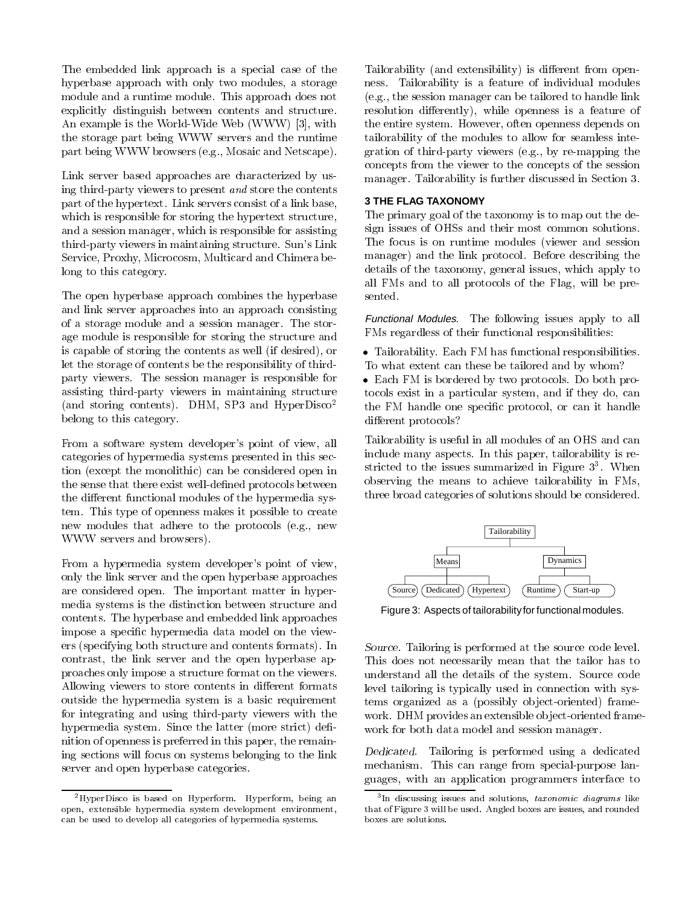The embedded link approach is a special case of the hyperbase approach with only two modules, a storage module and a runtime module. This approach does not explicitly distinguish between contents and structure. An example is the World-Wide Web (WWW) [3], with the storage part being WWW servers and the runtime part being WWW browsers (e.g., Mosaic and Netscape).

Link server based approaches are characterized by using third-party viewers to present *and* store the contents part of the hypertext. Link servers consist of a link base, which is responsible for storing the hypertext structure, and a session manager, which is responsible for assisting third-party viewers in maintaining structure. Sun's Link Service, Proxhy, Microcosm, Multicard and Chimera belong to this category.

The open hyperbase approach combines the hyperbase and link server approaches into an approach consisting of a storage module and a session manager. The storage module is responsible for storing the structure and is capable of storing the contents as well (if desired), or let the storage of contents be the responsibility of third-party viewers. The session manager is responsible for assisting third-party viewers in maintaining structure (and storing contents). DHM, SP3 and HyperDisco[2] belong to this category.

From a software system developer's point of view, all categories of hypermedia systems presented in this section (except the monolithic) can be considered open in the sense that there exist well-defined protocols between the different functional modules of the hypermedia system. This type of openness makes it possible to create new modules that adhere to the protocols (e.g., new WWW servers and browsers).

From a hypermedia system developer's point of view, only the link server and the open hyperbase approaches are considered open. The important matter in hypermedia systems is the distinction between structure and contents. The hyperbase and embedded link approaches impose a specific hypermedia data model on the viewers (specifying both structure and contents formats). In contrast, the link server and the open hyperbase approaches only impose a structure format on the viewers. Allowing viewers to store contents in different formats outside the hypermedia system is a basic requirement for integrating and using third-party viewers with the hypermedia system. Since the latter (more strict) definition of openness is preferred in this paper, the remaining sections will focus on systems belonging to the link server and open hyperbase categories.

[2] HyperDisco is based on Hyperform. Hyperform, being an open, extensible hypermedia system development environment, can be used to develop all categories of hypermedia systems.

Tailorability (and extensibility) is different from openness. Tailorability is a feature of individual modules (e.g., the session manager can be tailored to handle link resolution differently), while openness is a feature of the entire system. However, often openness depends on tailorability of the modules to allow for seamless integration of third-party viewers (e.g., by re-mapping the concepts from the viewer to the concepts of the session manager. Tailorability is further discussed in Section 3.

## 3 THE FLAG TAXONOMY

The primary goal of the taxonomy is to map out the design issues of OHSs and their most common solutions. The focus is on runtime modules (viewer and session manager) and the link protocol. Before describing the details of the taxonomy, general issues, which apply to all FMs and to all protocols of the Flag, will be presented.

*Functional Modules.* The following issues apply to all FMs regardless of their functional responsibilities:

- Tailorability. Each FM has functional responsibilities. To what extent can these be tailored and by whom?
- Each FM is bordered by two protocols. Do both protocols exist in a particular system, and if they do, can the FM handle one specific protocol, or can it handle different protocols?

Tailorability is useful in all modules of an OHS and can include many aspects. In this paper, tailorability is restricted to the issues summarized in Figure 3[3]. When observing the means to achieve tailorability in FMs, three broad categories of solutions should be considered.

Tailorability
- Means: Source, Dedicated, Hypertext
- Dynamics: Runtime, Start-up

Figure 3: Aspects of tailorability for functional modules.

*Source.* Tailoring is performed at the source code level. This does not necessarily mean that the tailor has to understand all the details of the system. Source code level tailoring is typically used in connection with systems organized as a (possibly object-oriented) framework. DHM provides an extensible object-oriented framework for both data model and session manager.

*Dedicated.* Tailoring is performed using a dedicated mechanism. This can range from special-purpose languages, with an application programmers interface to

[3] In discussing issues and solutions, *taxonomic diagrams* like that of Figure 3 will be used. Angled boxes are issues, and rounded boxes are solutions.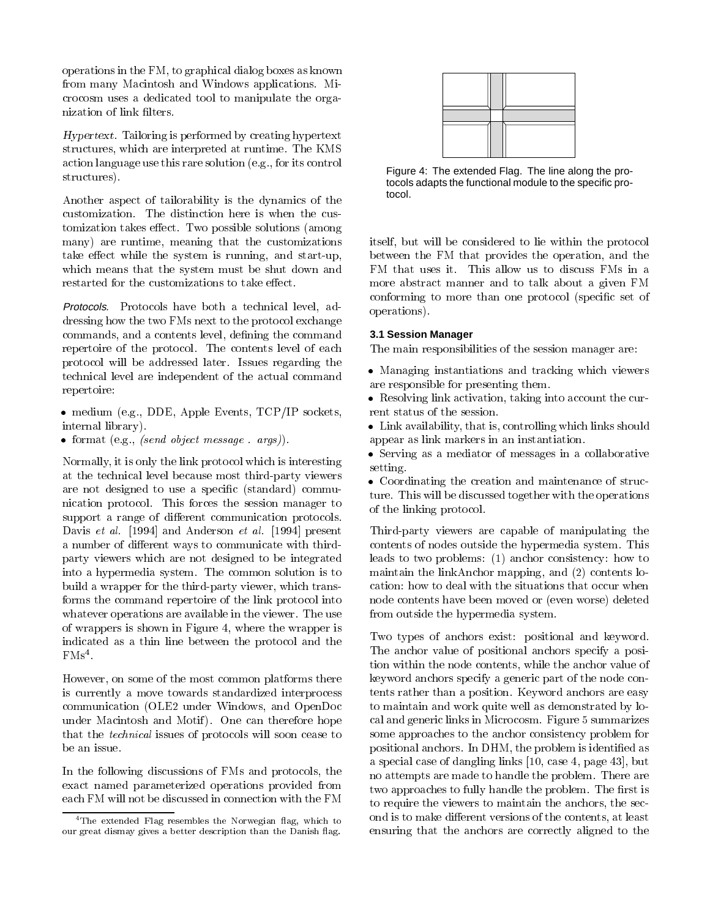operations in the FM, to graphical dialog boxes as known from many Macintosh and Windows applications. Microcosm uses a dedicated tool to manipulate the organization of link filters.

*Hypertext.* Tailoring is performed by creating hypertext structures, which are interpreted at runtime. The KMS action language use this rare solution (e.g., for its control structures).

Another aspect of tailorability is the dynamics of the customization. The distinction here is when the customization takes effect. Two possible solutions (among many) are runtime, meaning that the customizations take effect while the system is running, and start-up, which means that the system must be shut down and restarted for the customizations to take effect.

*Protocols.* Protocols have both a technical level, addressing how the two FMs next to the protocol exchange commands, and a contents level, defining the command repertoire of the protocol. The contents level of each protocol will be addressed later. Issues regarding the technical level are independent of the actual command repertoire:

- medium (e.g., DDE, Apple Events, TCP/IP sockets, internal library).
- format (e.g., *(send object message . args)*).

Normally, it is only the link protocol which is interesting at the technical level because most third-party viewers are not designed to use a specific (standard) communication protocol. This forces the session manager to support a range of different communication protocols. Davis *et al.* [1994] and Anderson *et al.* [1994] present a number of different ways to communicate with third-party viewers which are not designed to be integrated into a hypermedia system. The common solution is to build a wrapper for the third-party viewer, which transforms the command repertoire of the link protocol into whatever operations are available in the viewer. The use of wrappers is shown in Figure 4, where the wrapper is indicated as a thin line between the protocol and the FMs[4].

However, on some of the most common platforms there is currently a move towards standardized interprocess communication (OLE2 under Windows, and OpenDoc under Macintosh and Motif). One can therefore hope that the *technical* issues of protocols will soon cease to be an issue.

In the following discussions of FMs and protocols, the exact named parameterized operations provided from each FM will not be discussed in connection with the FM itself, but will be considered to lie within the protocol between the FM that provides the operation, and the FM that uses it. This allow us to discuss FMs in a more abstract manner and to talk about a given FM conforming to more than one protocol (specific set of operations).

Figure 4: The extended Flag. The line along the protocols adapts the functional module to the specific protocol.

### 3.1 Session Manager

The main responsibilities of the session manager are:

- Managing instantiations and tracking which viewers are responsible for presenting them.
- Resolving link activation, taking into account the current status of the session.
- Link availability, that is, controlling which links should appear as link markers in an instantiation.
- Serving as a mediator of messages in a collaborative setting.
- Coordinating the creation and maintenance of structure. This will be discussed together with the operations of the linking protocol.

Third-party viewers are capable of manipulating the contents of nodes outside the hypermedia system. This leads to two problems: (1) anchor consistency: how to maintain the linkAnchor mapping, and (2) contents location: how to deal with the situations that occur when node contents have been moved or (even worse) deleted from outside the hypermedia system.

Two types of anchors exist: positional and keyword. The anchor value of positional anchors specify a position within the node contents, while the anchor value of keyword anchors specify a generic part of the node contents rather than a position. Keyword anchors are easy to maintain and work quite well as demonstrated by local and generic links in Microcosm. Figure 5 summarizes some approaches to the anchor consistency problem for positional anchors. In DHM, the problem is identified as a special case of dangling links [10, case 4, page 43], but no attempts are made to handle the problem. There are two approaches to fully handle the problem. The first is to require the viewers to maintain the anchors, the second is to make different versions of the contents, at least ensuring that the anchors are correctly aligned to the

[4] The extended Flag resembles the Norwegian flag, which to our great dismay gives a better description than the Danish flag.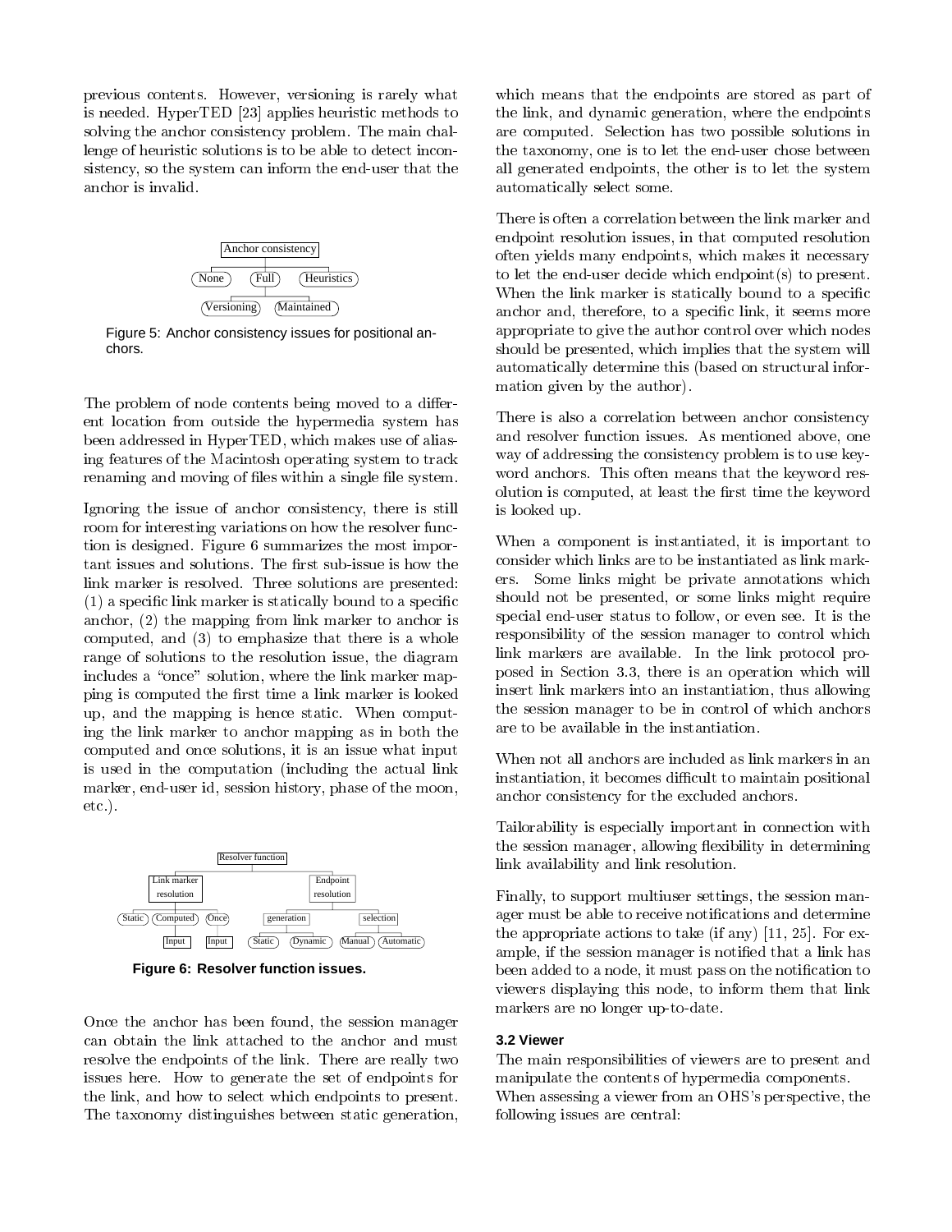previous contents. However, versioning is rarely what is needed. HyperTED [23] applies heuristic methods to solving the anchor consistency problem. The main challenge of heuristic solutions is to be able to detect inconsistency, so the system can inform the end-user that the anchor is invalid.

Figure 5: Anchor consistency issues for positional anchors.

The problem of node contents being moved to a different location from outside the hypermedia system has been addressed in HyperTED, which makes use of aliasing features of the Macintosh operating system to track renaming and moving of files within a single file system.

Ignoring the issue of anchor consistency, there is still room for interesting variations on how the resolver function is designed. Figure 6 summarizes the most important issues and solutions. The first sub-issue is how the link marker is resolved. Three solutions are presented: (1) a specific link marker is statically bound to a specific anchor, (2) the mapping from link marker to anchor is computed, and (3) to emphasize that there is a whole range of solutions to the resolution issue, the diagram includes a "once" solution, where the link marker mapping is computed the first time a link marker is looked up, and the mapping is hence static. When computing the link marker to anchor mapping as in both the computed and once solutions, it is an issue what input is used in the computation (including the actual link marker, end-user id, session history, phase of the moon, etc.).

**Figure 6: Resolver function issues.**

Once the anchor has been found, the session manager can obtain the link attached to the anchor and must resolve the endpoints of the link. There are really two issues here. How to generate the set of endpoints for the link, and how to select which endpoints to present. The taxonomy distinguishes between static generation, which means that the endpoints are stored as part of the link, and dynamic generation, where the endpoints are computed. Selection has two possible solutions in the taxonomy, one is to let the end-user chose between all generated endpoints, the other is to let the system automatically select some.

There is often a correlation between the link marker and endpoint resolution issues, in that computed resolution often yields many endpoints, which makes it necessary to let the end-user decide which endpoint(s) to present. When the link marker is statically bound to a specific anchor and, therefore, to a specific link, it seems more appropriate to give the author control over which nodes should be presented, which implies that the system will automatically determine this (based on structural information given by the author).

There is also a correlation between anchor consistency and resolver function issues. As mentioned above, one way of addressing the consistency problem is to use keyword anchors. This often means that the keyword resolution is computed, at least the first time the keyword is looked up.

When a component is instantiated, it is important to consider which links are to be instantiated as link markers. Some links might be private annotations which should not be presented, or some links might require special end-user status to follow, or even see. It is the responsibility of the session manager to control which link markers are available. In the link protocol proposed in Section 3.3, there is an operation which will insert link markers into an instantiation, thus allowing the session manager to be in control of which anchors are to be available in the instantiation.

When not all anchors are included as link markers in an instantiation, it becomes difficult to maintain positional anchor consistency for the excluded anchors.

Tailorability is especially important in connection with the session manager, allowing flexibility in determining link availability and link resolution.

Finally, to support multiuser settings, the session manager must be able to receive notifications and determine the appropriate actions to take (if any) [11, 25]. For example, if the session manager is notified that a link has been added to a node, it must pass on the notification to viewers displaying this node, to inform them that link markers are no longer up-to-date.

### 3.2 Viewer

The main responsibilities of viewers are to present and manipulate the contents of hypermedia components.
When assessing a viewer from an OHS's perspective, the following issues are central: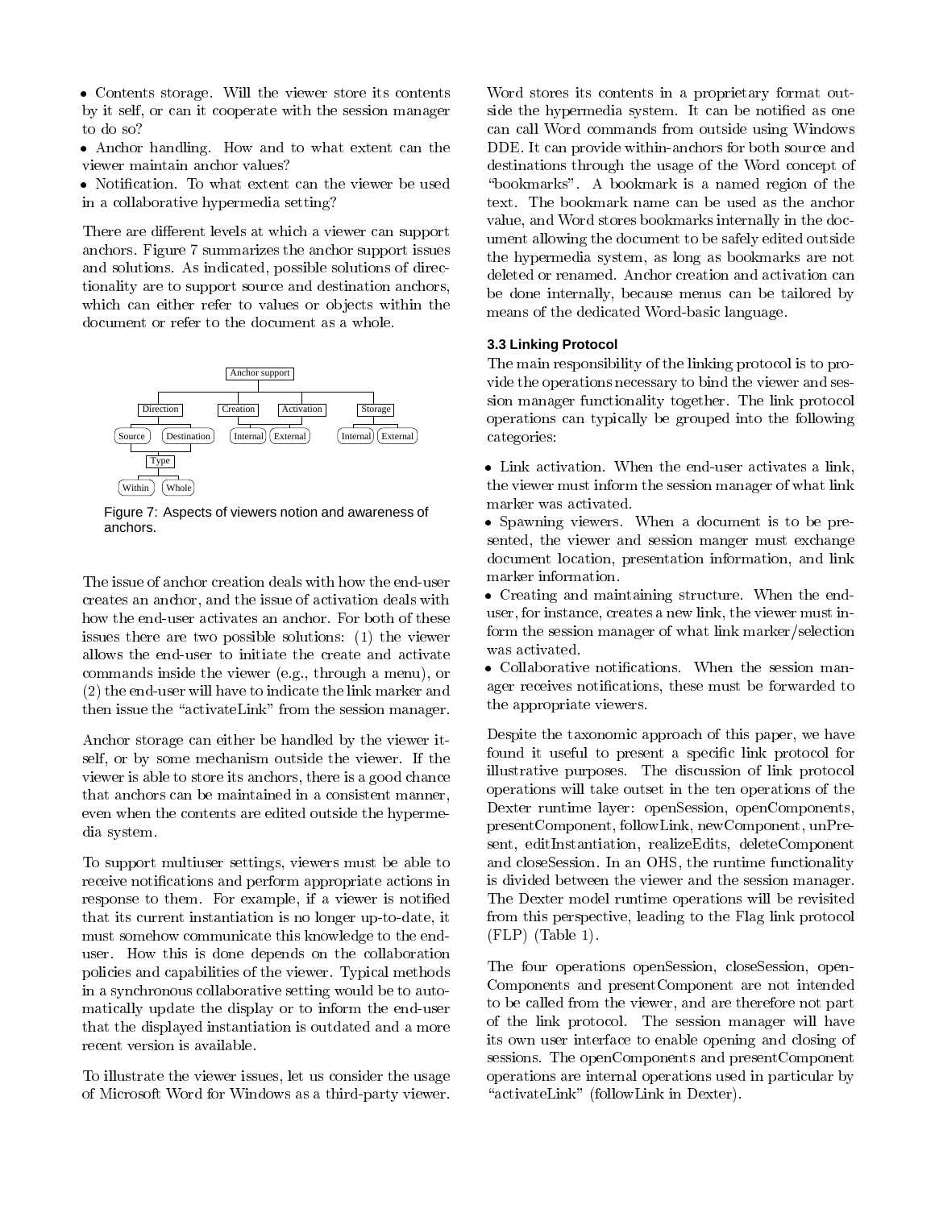- Contents storage. Will the viewer store its contents by it self, or can it cooperate with the session manager to do so?
- Anchor handling. How and to what extent can the viewer maintain anchor values?
- Notification. To what extent can the viewer be used in a collaborative hypermedia setting?

There are different levels at which a viewer can support anchors. Figure 7 summarizes the anchor support issues and solutions. As indicated, possible solutions of directionality are to support source and destination anchors, which can either refer to values or objects within the document or refer to the document as a whole.

Figure 7: Aspects of viewers notion and awareness of anchors.

The issue of anchor creation deals with how the end-user creates an anchor, and the issue of activation deals with how the end-user activates an anchor. For both of these issues there are two possible solutions: (1) the viewer allows the end-user to initiate the create and activate commands inside the viewer (e.g., through a menu), or (2) the end-user will have to indicate the link marker and then issue the "activateLink" from the session manager.

Anchor storage can either be handled by the viewer itself, or by some mechanism outside the viewer. If the viewer is able to store its anchors, there is a good chance that anchors can be maintained in a consistent manner, even when the contents are edited outside the hypermedia system.

To support multiuser settings, viewers must be able to receive notifications and perform appropriate actions in response to them. For example, if a viewer is notified that its current instantiation is no longer up-to-date, it must somehow communicate this knowledge to the end-user. How this is done depends on the collaboration policies and capabilities of the viewer. Typical methods in a synchronous collaborative setting would be to automatically update the display or to inform the end-user that the displayed instantiation is outdated and a more recent version is available.

To illustrate the viewer issues, let us consider the usage of Microsoft Word for Windows as a third-party viewer. Word stores its contents in a proprietary format outside the hypermedia system. It can be notified as one can call Word commands from outside using Windows DDE. It can provide within-anchors for both source and destinations through the usage of the Word concept of "bookmarks". A bookmark is a named region of the text. The bookmark name can be used as the anchor value, and Word stores bookmarks internally in the document allowing the document to be safely edited outside the hypermedia system, as long as bookmarks are not deleted or renamed. Anchor creation and activation can be done internally, because menus can be tailored by means of the dedicated Word-basic language.

### 3.3 Linking Protocol

The main responsibility of the linking protocol is to provide the operations necessary to bind the viewer and session manager functionality together. The link protocol operations can typically be grouped into the following categories:

- Link activation. When the end-user activates a link, the viewer must inform the session manager of what link marker was activated.
- Spawning viewers. When a document is to be presented, the viewer and session manger must exchange document location, presentation information, and link marker information.
- Creating and maintaining structure. When the end-user, for instance, creates a new link, the viewer must inform the session manager of what link marker/selection was activated.
- Collaborative notifications. When the session manager receives notifications, these must be forwarded to the appropriate viewers.

Despite the taxonomic approach of this paper, we have found it useful to present a specific link protocol for illustrative purposes. The discussion of link protocol operations will take outset in the ten operations of the Dexter runtime layer: openSession, openComponents, presentComponent, followLink, newComponent, unPresent, editInstantiation, realizeEdits, deleteComponent and closeSession. In an OHS, the runtime functionality is divided between the viewer and the session manager. The Dexter model runtime operations will be revisited from this perspective, leading to the Flag link protocol (FLP) (Table 1).

The four operations openSession, closeSession, openComponents and presentComponent are not intended to be called from the viewer, and are therefore not part of the link protocol. The session manager will have its own user interface to enable opening and closing of sessions. The openComponents and presentComponent operations are internal operations used in particular by "activateLink" (followLink in Dexter).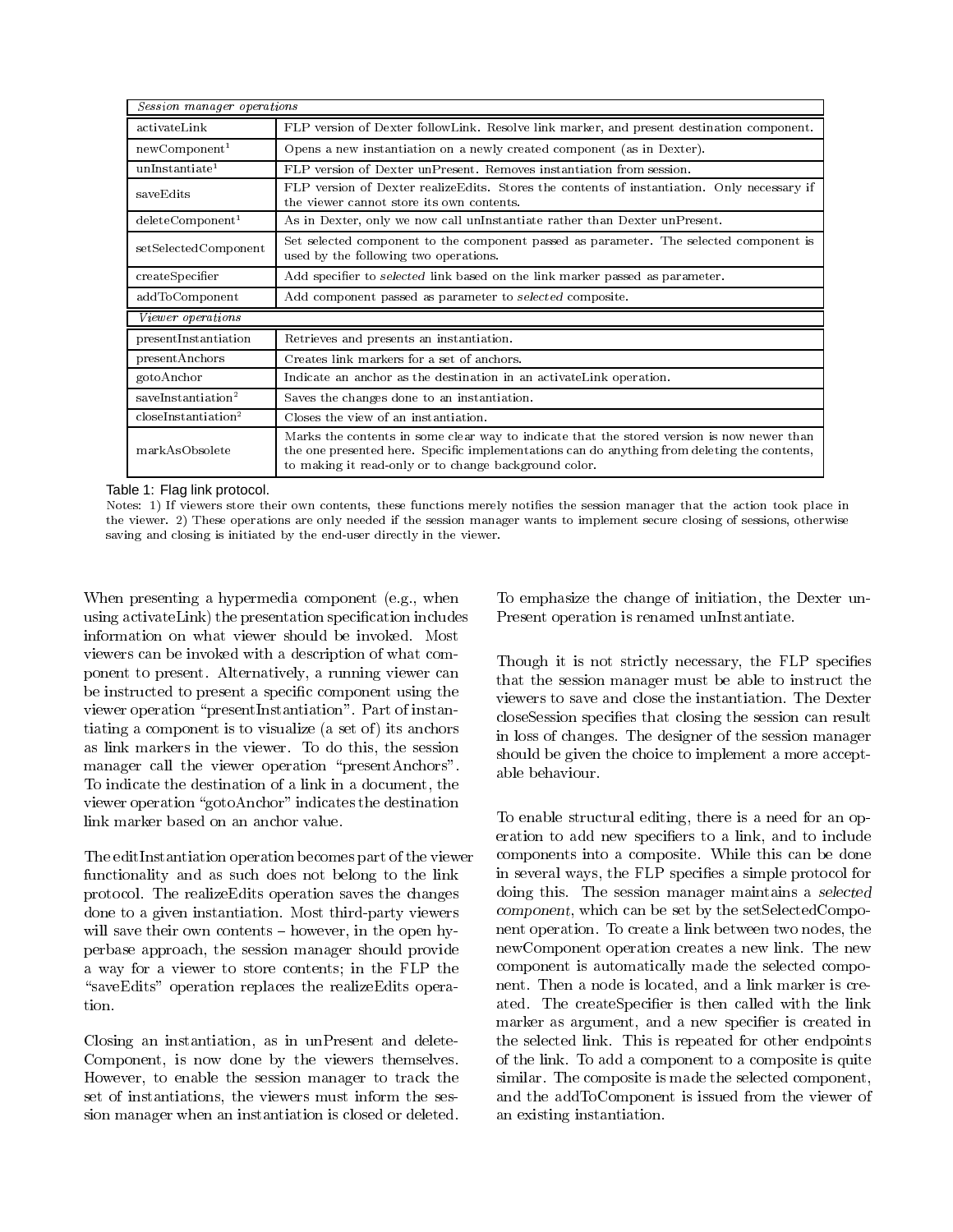| *Session manager operations* | |
|---|---|
| activateLink | FLP version of Dexter followLink. Resolve link marker, and present destination component. |
| newComponent[1] | Opens a new instantiation on a newly created component (as in Dexter). |
| unInstantiate[1] | FLP version of Dexter unPresent. Removes instantiation from session. |
| saveEdits | FLP version of Dexter realizeEdits. Stores the contents of instantiation. Only necessary if the viewer cannot store its own contents. |
| deleteComponent[1] | As in Dexter, only we now call unInstantiate rather than Dexter unPresent. |
| setSelectedComponent | Set selected component to the component passed as parameter. The selected component is used by the following two operations. |
| createSpecifier | Add specifier to *selected* link based on the link marker passed as parameter. |
| addToComponent | Add component passed as parameter to *selected* composite. |
| *Viewer operations* | |
| presentInstantiation | Retrieves and presents an instantiation. |
| presentAnchors | Creates link markers for a set of anchors. |
| gotoAnchor | Indicate an anchor as the destination in an activateLink operation. |
| saveInstantiation[2] | Saves the changes done to an instantiation. |
| closeInstantiation[2] | Closes the view of an instantiation. |
| markAsObsolete | Marks the contents in some clear way to indicate that the stored version is now newer than the one presented here. Specific implementations can do anything from deleting the contents, to making it read-only or to change background color. |

Table 1: Flag link protocol.

Notes: 1) If viewers store their own contents, these functions merely notifies the session manager that the action took place in the viewer. 2) These operations are only needed if the session manager wants to implement secure closing of sessions, otherwise saving and closing is initiated by the end-user directly in the viewer.

When presenting a hypermedia component (e.g., when using activateLink) the presentation specification includes information on what viewer should be invoked. Most viewers can be invoked with a description of what component to present. Alternatively, a running viewer can be instructed to present a specific component using the viewer operation "presentInstantiation". Part of instantiating a component is to visualize (a set of) its anchors as link markers in the viewer. To do this, the session manager call the viewer operation "presentAnchors". To indicate the destination of a link in a document, the viewer operation "gotoAnchor" indicates the destination link marker based on an anchor value.

The editInstantiation operation becomes part of the viewer functionality and as such does not belong to the link protocol. The realizeEdits operation saves the changes done to a given instantiation. Most third-party viewers will save their own contents – however, in the open hyperbase approach, the session manager should provide a way for a viewer to store contents; in the FLP the "saveEdits" operation replaces the realizeEdits operation.

Closing an instantiation, as in unPresent and deleteComponent, is now done by the viewers themselves. However, to enable the session manager to track the set of instantiations, the viewers must inform the session manager when an instantiation is closed or deleted. To emphasize the change of initiation, the Dexter unPresent operation is renamed unInstantiate.

Though it is not strictly necessary, the FLP specifies that the session manager must be able to instruct the viewers to save and close the instantiation. The Dexter closeSession specifies that closing the session can result in loss of changes. The designer of the session manager should be given the choice to implement a more acceptable behaviour.

To enable structural editing, there is a need for an operation to add new specifiers to a link, and to include components into a composite. While this can be done in several ways, the FLP specifies a simple protocol for doing this. The session manager maintains a *selected component*, which can be set by the setSelectedComponent operation. To create a link between two nodes, the newComponent operation creates a new link. The new component is automatically made the selected component. Then a node is located, and a link marker is created. The createSpecifier is then called with the link marker as argument, and a new specifier is created in the selected link. This is repeated for other endpoints of the link. To add a component to a composite is quite similar. The composite is made the selected component, and the addToComponent is issued from the viewer of an existing instantiation.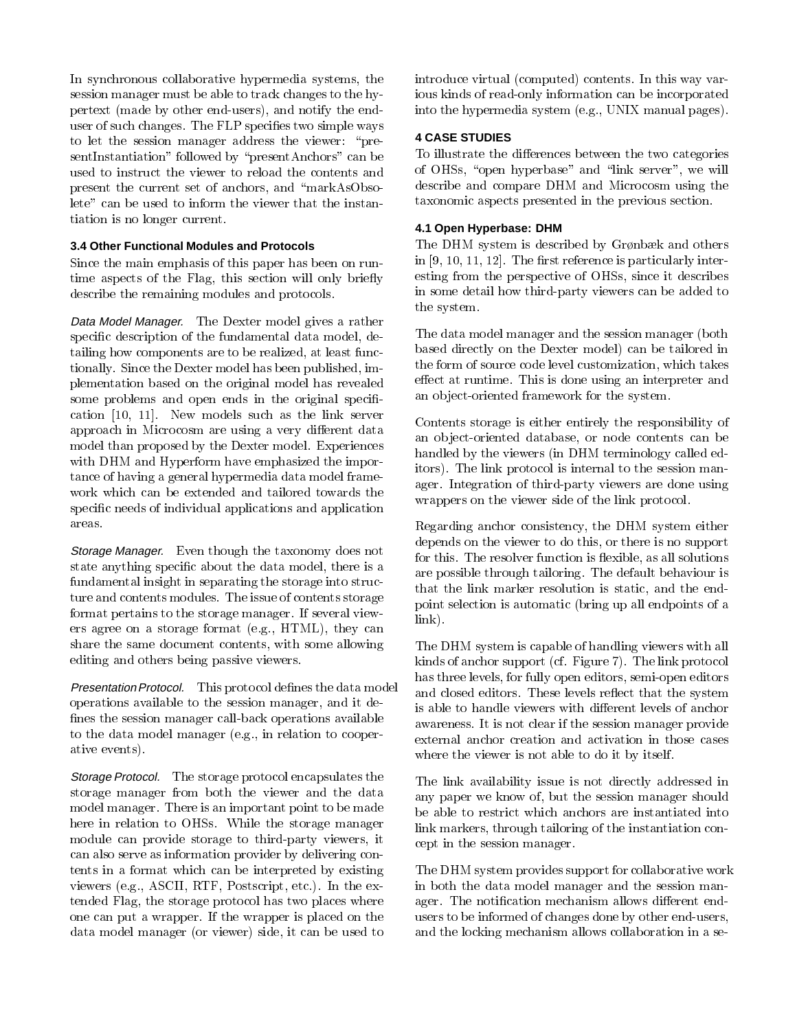In synchronous collaborative hypermedia systems, the session manager must be able to track changes to the hypertext (made by other end-users), and notify the end-user of such changes. The FLP specifies two simple ways to let the session manager address the viewer: "presentInstantiation" followed by "presentAnchors" can be used to instruct the viewer to reload the contents and present the current set of anchors, and "markAsObsolete" can be used to inform the viewer that the instantiation is no longer current.

### 3.4 Other Functional Modules and Protocols

Since the main emphasis of this paper has been on runtime aspects of the Flag, this section will only briefly describe the remaining modules and protocols.

*Data Model Manager.* The Dexter model gives a rather specific description of the fundamental data model, detailing how components are to be realized, at least functionally. Since the Dexter model has been published, implementation based on the original model has revealed some problems and open ends in the original specification [10, 11]. New models such as the link server approach in Microcosm are using a very different data model than proposed by the Dexter model. Experiences with DHM and Hyperform have emphasized the importance of having a general hypermedia data model framework which can be extended and tailored towards the specific needs of individual applications and application areas.

*Storage Manager.* Even though the taxonomy does not state anything specific about the data model, there is a fundamental insight in separating the storage into structure and contents modules. The issue of contents storage format pertains to the storage manager. If several viewers agree on a storage format (e.g., HTML), they can share the same document contents, with some allowing editing and others being passive viewers.

*Presentation Protocol.* This protocol defines the data model operations available to the session manager, and it defines the session manager call-back operations available to the data model manager (e.g., in relation to cooperative events).

*Storage Protocol.* The storage protocol encapsulates the storage manager from both the viewer and the data model manager. There is an important point to be made here in relation to OHSs. While the storage manager module can provide storage to third-party viewers, it can also serve as information provider by delivering contents in a format which can be interpreted by existing viewers (e.g., ASCII, RTF, Postscript, etc.). In the extended Flag, the storage protocol has two places where one can put a wrapper. If the wrapper is placed on the data model manager (or viewer) side, it can be used to introduce virtual (computed) contents. In this way various kinds of read-only information can be incorporated into the hypermedia system (e.g., UNIX manual pages).

## 4 CASE STUDIES

To illustrate the differences between the two categories of OHSs, "open hyperbase" and "link server", we will describe and compare DHM and Microcosm using the taxonomic aspects presented in the previous section.

### 4.1 Open Hyperbase: DHM

The DHM system is described by Grønbæk and others in [9, 10, 11, 12]. The first reference is particularly interesting from the perspective of OHSs, since it describes in some detail how third-party viewers can be added to the system.

The data model manager and the session manager (both based directly on the Dexter model) can be tailored in the form of source code level customization, which takes effect at runtime. This is done using an interpreter and an object-oriented framework for the system.

Contents storage is either entirely the responsibility of an object-oriented database, or node contents can be handled by the viewers (in DHM terminology called editors). The link protocol is internal to the session manager. Integration of third-party viewers are done using wrappers on the viewer side of the link protocol.

Regarding anchor consistency, the DHM system either depends on the viewer to do this, or there is no support for this. The resolver function is flexible, as all solutions are possible through tailoring. The default behaviour is that the link marker resolution is static, and the endpoint selection is automatic (bring up all endpoints of a link).

The DHM system is capable of handling viewers with all kinds of anchor support (cf. Figure 7). The link protocol has three levels, for fully open editors, semi-open editors and closed editors. These levels reflect that the system is able to handle viewers with different levels of anchor awareness. It is not clear if the session manager provide external anchor creation and activation in those cases where the viewer is not able to do it by itself.

The link availability issue is not directly addressed in any paper we know of, but the session manager should be able to restrict which anchors are instantiated into link markers, through tailoring of the instantiation concept in the session manager.

The DHM system provides support for collaborative work in both the data model manager and the session manager. The notification mechanism allows different end-users to be informed of changes done by other end-users, and the locking mechanism allows collaboration in a se-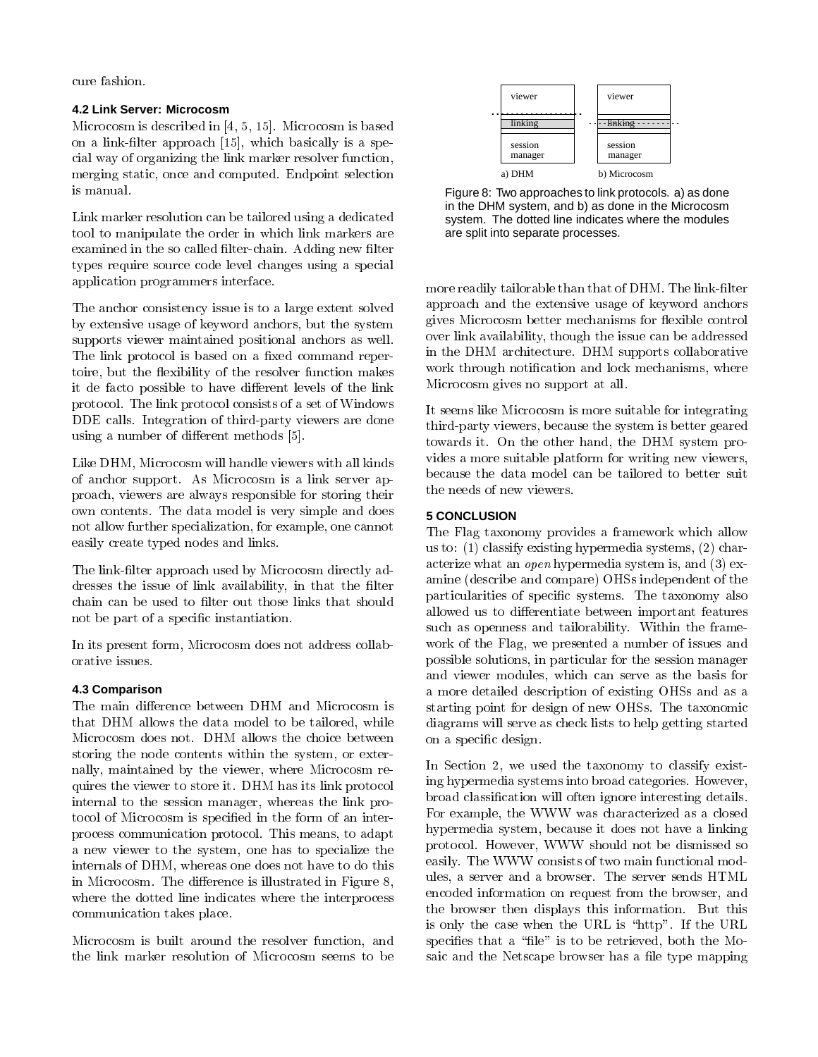cure fashion.

### 4.2 Link Server: Microcosm

Microcosm is described in [4, 5, 15]. Microcosm is based on a link-filter approach [15], which basically is a special way of organizing the link marker resolver function, merging static, once and computed. Endpoint selection is manual.

Link marker resolution can be tailored using a dedicated tool to manipulate the order in which link markers are examined in the so called filter-chain. Adding new filter types require source code level changes using a special application programmers interface.

The anchor consistency issue is to a large extent solved by extensive usage of keyword anchors, but the system supports viewer maintained positional anchors as well. The link protocol is based on a fixed command repertoire, but the flexibility of the resolver function makes it de facto possible to have different levels of the link protocol. The link protocol consists of a set of Windows DDE calls. Integration of third-party viewers are done using a number of different methods [5].

Like DHM, Microcosm will handle viewers with all kinds of anchor support. As Microcosm is a link server approach, viewers are always responsible for storing their own contents. The data model is very simple and does not allow further specialization, for example, one cannot easily create typed nodes and links.

The link-filter approach used by Microcosm directly addresses the issue of link availability, in that the filter chain can be used to filter out those links that should not be part of a specific instantiation.

In its present form, Microcosm does not address collaborative issues.

### 4.3 Comparison

The main difference between DHM and Microcosm is that DHM allows the data model to be tailored, while Microcosm does not. DHM allows the choice between storing the node contents within the system, or externally, maintained by the viewer, where Microcosm requires the viewer to store it. DHM has its link protocol internal to the session manager, whereas the link protocol of Microcosm is specified in the form of an interprocess communication protocol. This means, to adapt a new viewer to the system, one has to specialize the internals of DHM, whereas one does not have to do this in Microcosm. The difference is illustrated in Figure 8, where the dotted line indicates where the interprocess communication takes place.

Microcosm is built around the resolver function, and the link marker resolution of Microcosm seems to be more readily tailorable than that of DHM. The link-filter approach and the extensive usage of keyword anchors gives Microcosm better mechanisms for flexible control over link availability, though the issue can be addressed in the DHM architecture. DHM supports collaborative work through notification and lock mechanisms, where Microcosm gives no support at all.

viewer | viewer
linking | linking
session manager | session manager
a) DHM | b) Microcosm

Figure 8: Two approaches to link protocols. a) as done in the DHM system, and b) as done in the Microcosm system. The dotted line indicates where the modules are split into separate processes.

It seems like Microcosm is more suitable for integrating third-party viewers, because the system is better geared towards it. On the other hand, the DHM system provides a more suitable platform for writing new viewers, because the data model can be tailored to better suit the needs of new viewers.

## 5 CONCLUSION

The Flag taxonomy provides a framework which allow us to: (1) classify existing hypermedia systems, (2) characterize what an *open* hypermedia system is, and (3) examine (describe and compare) OHSs independent of the particularities of specific systems. The taxonomy also allowed us to differentiate between important features such as openness and tailorability. Within the framework of the Flag, we presented a number of issues and possible solutions, in particular for the session manager and viewer modules, which can serve as the basis for a more detailed description of existing OHSs and as a starting point for design of new OHSs. The taxonomic diagrams will serve as check lists to help getting started on a specific design.

In Section 2, we used the taxonomy to classify existing hypermedia systems into broad categories. However, broad classification will often ignore interesting details. For example, the WWW was characterized as a closed hypermedia system, because it does not have a linking protocol. However, WWW should not be dismissed so easily. The WWW consists of two main functional modules, a server and a browser. The server sends HTML encoded information on request from the browser, and the browser then displays this information. But this is only the case when the URL is "http". If the URL specifies that a "file" is to be retrieved, both the Mosaic and the Netscape browser has a file type mapping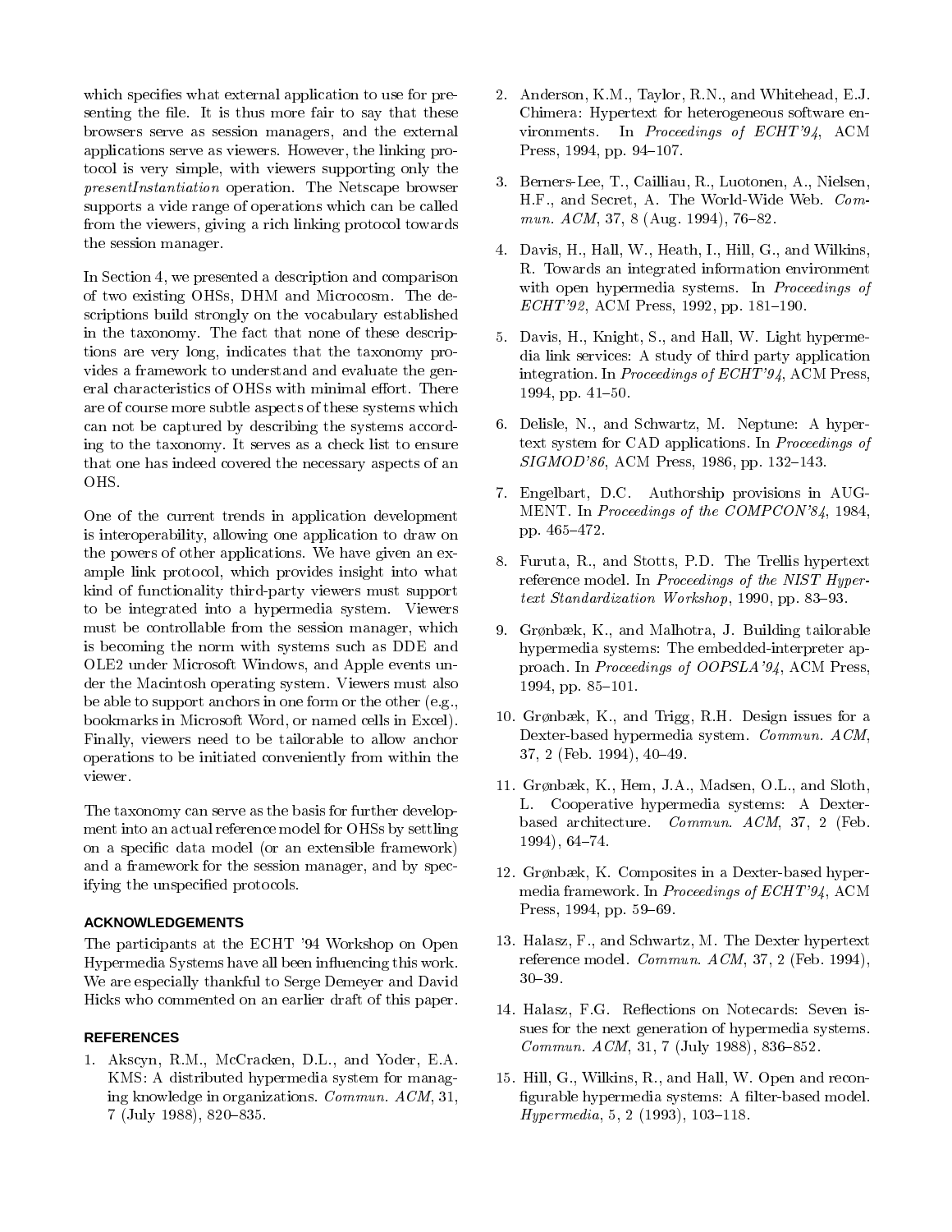which specifies what external application to use for presenting the file. It is thus more fair to say that these browsers serve as session managers, and the external applications serve as viewers. However, the linking protocol is very simple, with viewers supporting only the *presentInstantiation* operation. The Netscape browser supports a vide range of operations which can be called from the viewers, giving a rich linking protocol towards the session manager.

In Section 4, we presented a description and comparison of two existing OHSs, DHM and Microcosm. The descriptions build strongly on the vocabulary established in the taxonomy. The fact that none of these descriptions are very long, indicates that the taxonomy provides a framework to understand and evaluate the general characteristics of OHSs with minimal effort. There are of course more subtle aspects of these systems which can not be captured by describing the systems according to the taxonomy. It serves as a check list to ensure that one has indeed covered the necessary aspects of an OHS.

One of the current trends in application development is interoperability, allowing one application to draw on the powers of other applications. We have given an example link protocol, which provides insight into what kind of functionality third-party viewers must support to be integrated into a hypermedia system. Viewers must be controllable from the session manager, which is becoming the norm with systems such as DDE and OLE2 under Microsoft Windows, and Apple events under the Macintosh operating system. Viewers must also be able to support anchors in one form or the other (e.g., bookmarks in Microsoft Word, or named cells in Excel). Finally, viewers need to be tailorable to allow anchor operations to be initiated conveniently from within the viewer.

The taxonomy can serve as the basis for further development into an actual reference model for OHSs by settling on a specific data model (or an extensible framework) and a framework for the session manager, and by specifying the unspecified protocols.

## ACKNOWLEDGEMENTS

The participants at the ECHT '94 Workshop on Open Hypermedia Systems have all been influencing this work. We are especially thankful to Serge Demeyer and David Hicks who commented on an earlier draft of this paper.

## REFERENCES

1. Akscyn, R.M., McCracken, D.L., and Yoder, E.A. KMS: A distributed hypermedia system for managing knowledge in organizations. *Commun. ACM*, 31, 7 (July 1988), 820–835.

2. Anderson, K.M., Taylor, R.N., and Whitehead, E.J. Chimera: Hypertext for heterogeneous software environments. In *Proceedings of ECHT'94*, ACM Press, 1994, pp. 94–107.

3. Berners-Lee, T., Cailliau, R., Luotonen, A., Nielsen, H.F., and Secret, A. The World-Wide Web. *Commun. ACM*, 37, 8 (Aug. 1994), 76–82.

4. Davis, H., Hall, W., Heath, I., Hill, G., and Wilkins, R. Towards an integrated information environment with open hypermedia systems. In *Proceedings of ECHT'92*, ACM Press, 1992, pp. 181–190.

5. Davis, H., Knight, S., and Hall, W. Light hypermedia link services: A study of third party application integration. In *Proceedings of ECHT'94*, ACM Press, 1994, pp. 41–50.

6. Delisle, N., and Schwartz, M. Neptune: A hypertext system for CAD applications. In *Proceedings of SIGMOD'86*, ACM Press, 1986, pp. 132–143.

7. Engelbart, D.C. Authorship provisions in AUGMENT. In *Proceedings of the COMPCON'84*, 1984, pp. 465–472.

8. Furuta, R., and Stotts, P.D. The Trellis hypertext reference model. In *Proceedings of the NIST Hypertext Standardization Workshop*, 1990, pp. 83–93.

9. Grønbæk, K., and Malhotra, J. Building tailorable hypermedia systems: The embedded-interpreter approach. In *Proceedings of OOPSLA'94*, ACM Press, 1994, pp. 85–101.

10. Grønbæk, K., and Trigg, R.H. Design issues for a Dexter-based hypermedia system. *Commun. ACM*, 37, 2 (Feb. 1994), 40–49.

11. Grønbæk, K., Hem, J.A., Madsen, O.L., and Sloth, L. Cooperative hypermedia systems: A Dexter-based architecture. *Commun. ACM*, 37, 2 (Feb. 1994), 64–74.

12. Grønbæk, K. Composites in a Dexter-based hypermedia framework. In *Proceedings of ECHT'94*, ACM Press, 1994, pp. 59–69.

13. Halasz, F., and Schwartz, M. The Dexter hypertext reference model. *Commun. ACM*, 37, 2 (Feb. 1994), 30–39.

14. Halasz, F.G. Reflections on Notecards: Seven issues for the next generation of hypermedia systems. *Commun. ACM*, 31, 7 (July 1988), 836–852.

15. Hill, G., Wilkins, R., and Hall, W. Open and reconfigurable hypermedia systems: A filter-based model. *Hypermedia*, 5, 2 (1993), 103–118.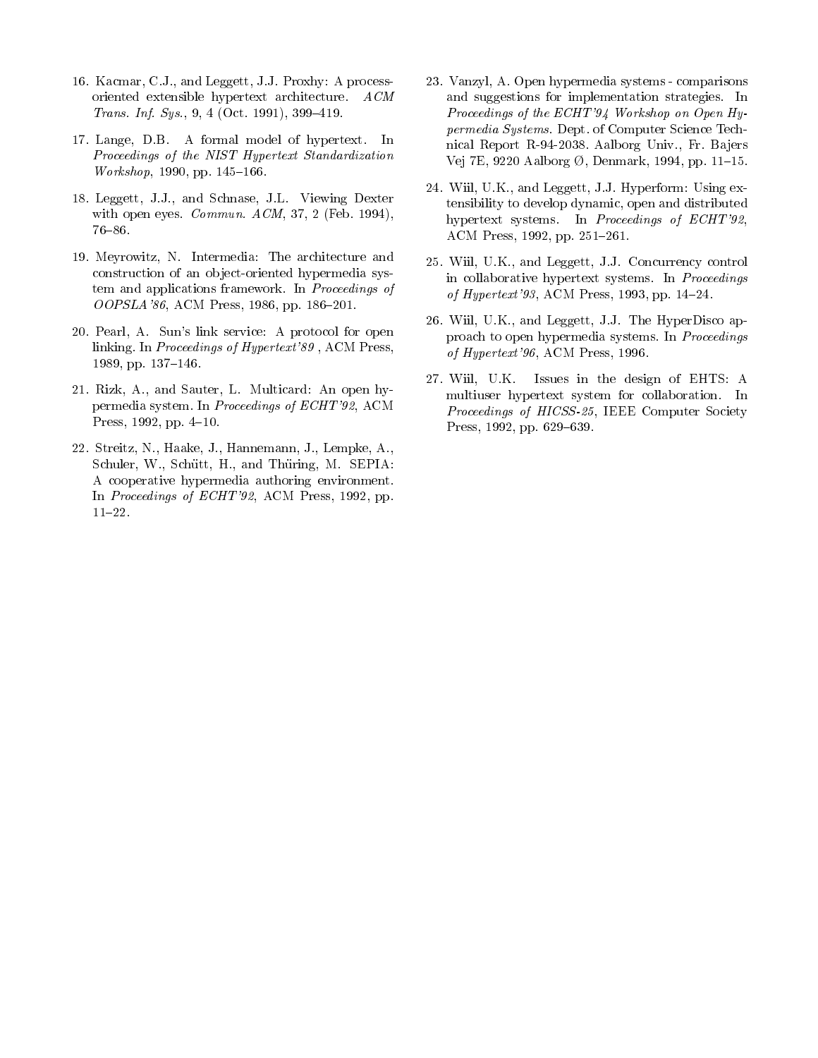16. Kacmar, C.J., and Leggett, J.J. Proxhy: A process-oriented extensible hypertext architecture. *ACM Trans. Inf. Sys.*, 9, 4 (Oct. 1991), 399–419.

17. Lange, D.B. A formal model of hypertext. In *Proceedings of the NIST Hypertext Standardization Workshop*, 1990, pp. 145–166.

18. Leggett, J.J., and Schnase, J.L. Viewing Dexter with open eyes. *Commun. ACM*, 37, 2 (Feb. 1994), 76–86.

19. Meyrowitz, N. Intermedia: The architecture and construction of an object-oriented hypermedia system and applications framework. In *Proceedings of OOPSLA'86*, ACM Press, 1986, pp. 186–201.

20. Pearl, A. Sun's link service: A protocol for open linking. In *Proceedings of Hypertext'89* , ACM Press, 1989, pp. 137–146.

21. Rizk, A., and Sauter, L. Multicard: An open hypermedia system. In *Proceedings of ECHT'92*, ACM Press, 1992, pp. 4–10.

22. Streitz, N., Haake, J., Hannemann, J., Lempke, A., Schuler, W., Schütt, H., and Thüring, M. SEPIA: A cooperative hypermedia authoring environment. In *Proceedings of ECHT'92*, ACM Press, 1992, pp. 11–22.

23. Vanzyl, A. Open hypermedia systems - comparisons and suggestions for implementation strategies. In *Proceedings of the ECHT'94 Workshop on Open Hypermedia Systems*. Dept. of Computer Science Technical Report R-94-2038. Aalborg Univ., Fr. Bajers Vej 7E, 9220 Aalborg Ø, Denmark, 1994, pp. 11–15.

24. Wiil, U.K., and Leggett, J.J. Hyperform: Using extensibility to develop dynamic, open and distributed hypertext systems. In *Proceedings of ECHT'92*, ACM Press, 1992, pp. 251–261.

25. Wiil, U.K., and Leggett, J.J. Concurrency control in collaborative hypertext systems. In *Proceedings of Hypertext'93*, ACM Press, 1993, pp. 14–24.

26. Wiil, U.K., and Leggett, J.J. The HyperDisco approach to open hypermedia systems. In *Proceedings of Hypertext'96*, ACM Press, 1996.

27. Wiil, U.K. Issues in the design of EHTS: A multiuser hypertext system for collaboration. In *Proceedings of HICSS-25*, IEEE Computer Society Press, 1992, pp. 629–639.